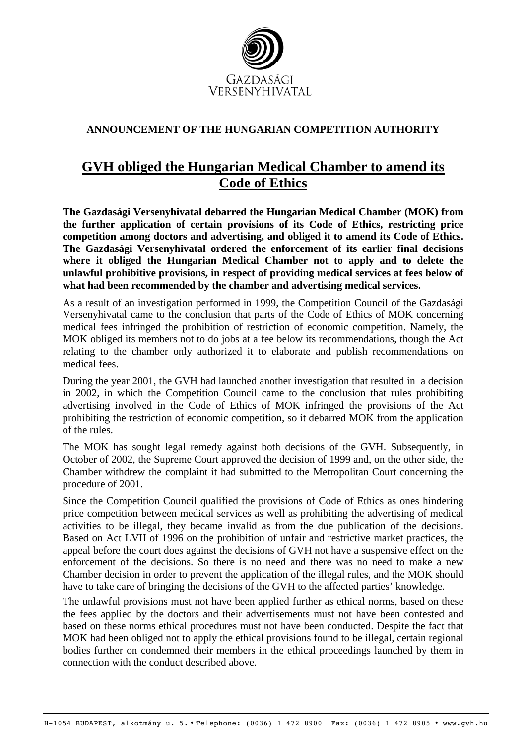GAZDASÁGI VERSENYHIVATAL

**ANNOUNCEMENT OF THE HUNGARIAN COMPETITION AUTHORITY**

# GVH obliged the Hungarian Medical Chamber to amend its Code of Ethics

**The Gazdasági Versenyhivatal debarred the Hungarian Medical Chamber (MOK) from the further application of certain provisions of its Code of Ethics, restricting price competition among doctors and advertising, and obliged it to amend its Code of Ethics. The Gazdasági Versenyhivatal ordered the enforcement of its earlier final decisions where it obliged the Hungarian Medical Chamber not to apply and to delete the unlawful prohibitive provisions, in respect of providing medical services at fees below of what had been recommended by the chamber and advertising medical services.**

As a result of an investigation performed in 1999, the Competition Council of the Gazdasági Versenyhivatal came to the conclusion that parts of the Code of Ethics of MOK concerning medical fees infringed the prohibition of restriction of economic competition. Namely, the MOK obliged its members not to do jobs at a fee below its recommendations, though the Act relating to the chamber only authorized it to elaborate and publish recommendations on medical fees.

During the year 2001, the GVH had launched another investigation that resulted in a decision in 2002, in which the Competition Council came to the conclusion that rules prohibiting advertising involved in the Code of Ethics of MOK infringed the provisions of the Act prohibiting the restriction of economic competition, so it debarred MOK from the application of the rules.

The MOK has sought legal remedy against both decisions of the GVH. Subsequently, in October of 2002, the Supreme Court approved the decision of 1999 and, on the other side, the Chamber withdrew the complaint it had submitted to the Metropolitan Court concerning the procedure of 2001.

Since the Competition Council qualified the provisions of Code of Ethics as ones hindering price competition between medical services as well as prohibiting the advertising of medical activities to be illegal, they became invalid as from the due publication of the decisions. Based on Act LVII of 1996 on the prohibition of unfair and restrictive market practices, the appeal before the court does against the decisions of GVH not have a suspensive effect on the enforcement of the decisions. So there is no need and there was no need to make a new Chamber decision in order to prevent the application of the illegal rules, and the MOK should have to take care of bringing the decisions of the GVH to the affected parties' knowledge.

The unlawful provisions must not have been applied further as ethical norms, based on these the fees applied by the doctors and their advertisements must not have been contested and based on these norms ethical procedures must not have been conducted. Despite the fact that MOK had been obliged not to apply the ethical provisions found to be illegal, certain regional bodies further on condemned their members in the ethical proceedings launched by them in connection with the conduct described above.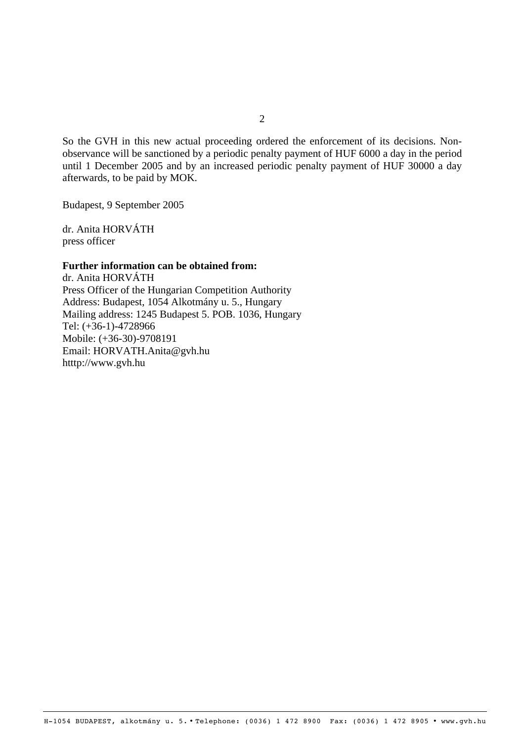So the GVH in this new actual proceeding ordered the enforcement of its decisions. Non-observance will be sanctioned by a periodic penalty payment of HUF 6000 a day in the period until 1 December 2005 and by an increased periodic penalty payment of HUF 30000 a day afterwards, to be paid by MOK.

Budapest, 9 September 2005

dr. Anita HORVÁTH
press officer

**Further information can be obtained from:**
dr. Anita HORVÁTH
Press Officer of the Hungarian Competition Authority
Address: Budapest, 1054 Alkotmány u. 5., Hungary
Mailing address: 1245 Budapest 5. POB. 1036, Hungary
Tel: (+36-1)-4728966
Mobile: (+36-30)-9708191
Email: HORVATH.Anita@gvh.hu
htttp://www.gvh.hu